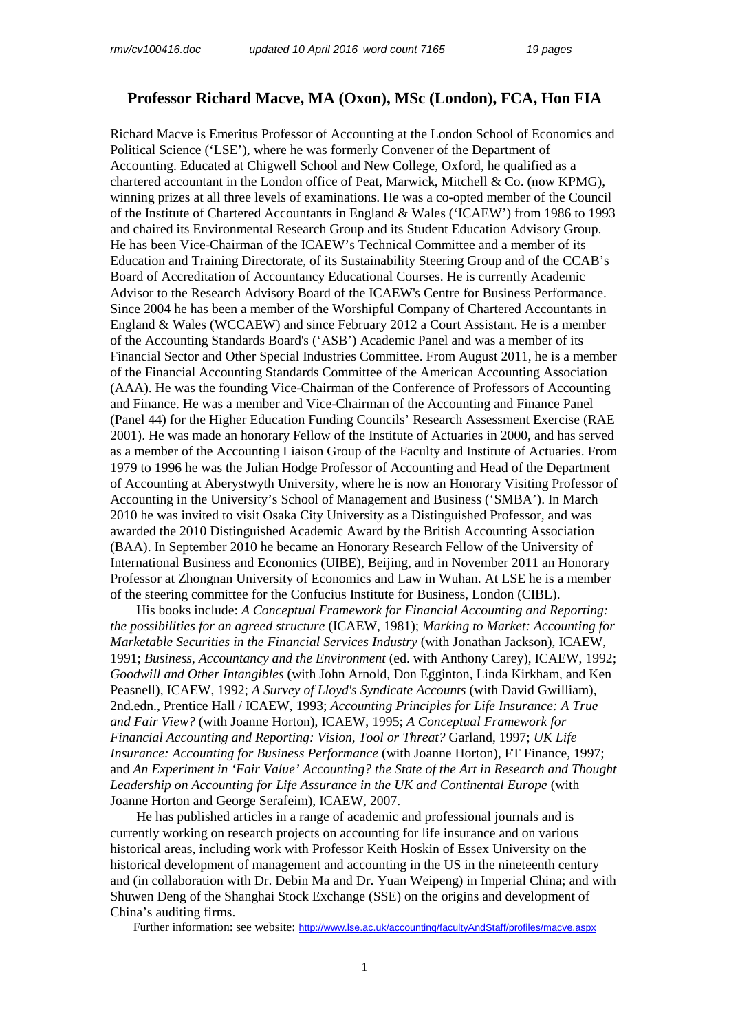# Professor Richard Macve, MA (Oxon), MSc (London), FCA, Hon FIA

Richard Macve is Emeritus Professor of Accounting at the London School of Economics and Political Science ('LSE'), where he was formerly Convener of the Department of Accounting. Educated at Chigwell School and New College, Oxford, he qualified as a chartered accountant in the London office of Peat, Marwick, Mitchell & Co. (now KPMG), winning prizes at all three levels of examinations. He was a co-opted member of the Council of the Institute of Chartered Accountants in England & Wales ('ICAEW') from 1986 to 1993 and chaired its Environmental Research Group and its Student Education Advisory Group. He has been Vice-Chairman of the ICAEW's Technical Committee and a member of its Education and Training Directorate, of its Sustainability Steering Group and of the CCAB's Board of Accreditation of Accountancy Educational Courses. He is currently Academic Advisor to the Research Advisory Board of the ICAEW's Centre for Business Performance. Since 2004 he has been a member of the Worshipful Company of Chartered Accountants in England & Wales (WCCAEW) and since February 2012 a Court Assistant. He is a member of the Accounting Standards Board's ('ASB') Academic Panel and was a member of its Financial Sector and Other Special Industries Committee. From August 2011, he is a member of the Financial Accounting Standards Committee of the American Accounting Association (AAA). He was the founding Vice-Chairman of the Conference of Professors of Accounting and Finance. He was a member and Vice-Chairman of the Accounting and Finance Panel (Panel 44) for the Higher Education Funding Councils' Research Assessment Exercise (RAE 2001). He was made an honorary Fellow of the Institute of Actuaries in 2000, and has served as a member of the Accounting Liaison Group of the Faculty and Institute of Actuaries. From 1979 to 1996 he was the Julian Hodge Professor of Accounting and Head of the Department of Accounting at Aberystwyth University, where he is now an Honorary Visiting Professor of Accounting in the University's School of Management and Business ('SMBA'). In March 2010 he was invited to visit Osaka City University as a Distinguished Professor, and was awarded the 2010 Distinguished Academic Award by the British Accounting Association (BAA). In September 2010 he became an Honorary Research Fellow of the University of International Business and Economics (UIBE), Beijing, and in November 2011 an Honorary Professor at Zhongnan University of Economics and Law in Wuhan. At LSE he is a member of the steering committee for the Confucius Institute for Business, London (CIBL).

His books include: *A Conceptual Framework for Financial Accounting and Reporting: the possibilities for an agreed structure* (ICAEW, 1981); *Marking to Market: Accounting for Marketable Securities in the Financial Services Industry* (with Jonathan Jackson), ICAEW, 1991; *Business, Accountancy and the Environment* (ed. with Anthony Carey), ICAEW, 1992; *Goodwill and Other Intangibles* (with John Arnold, Don Egginton, Linda Kirkham, and Ken Peasnell), ICAEW, 1992; *A Survey of Lloyd's Syndicate Accounts* (with David Gwilliam), 2nd.edn., Prentice Hall / ICAEW, 1993; *Accounting Principles for Life Insurance: A True and Fair View?* (with Joanne Horton), ICAEW, 1995; *A Conceptual Framework for Financial Accounting and Reporting: Vision, Tool or Threat?* Garland, 1997; *UK Life Insurance: Accounting for Business Performance* (with Joanne Horton), FT Finance, 1997; and *An Experiment in 'Fair Value' Accounting? the State of the Art in Research and Thought Leadership on Accounting for Life Assurance in the UK and Continental Europe* (with Joanne Horton and George Serafeim), ICAEW, 2007.

He has published articles in a range of academic and professional journals and is currently working on research projects on accounting for life insurance and on various historical areas, including work with Professor Keith Hoskin of Essex University on the historical development of management and accounting in the US in the nineteenth century and (in collaboration with Dr. Debin Ma and Dr. Yuan Weipeng) in Imperial China; and with Shuwen Deng of the Shanghai Stock Exchange (SSE) on the origins and development of China's auditing firms.

Further information: see website: http://www.lse.ac.uk/accounting/facultyAndStaff/profiles/macve.aspx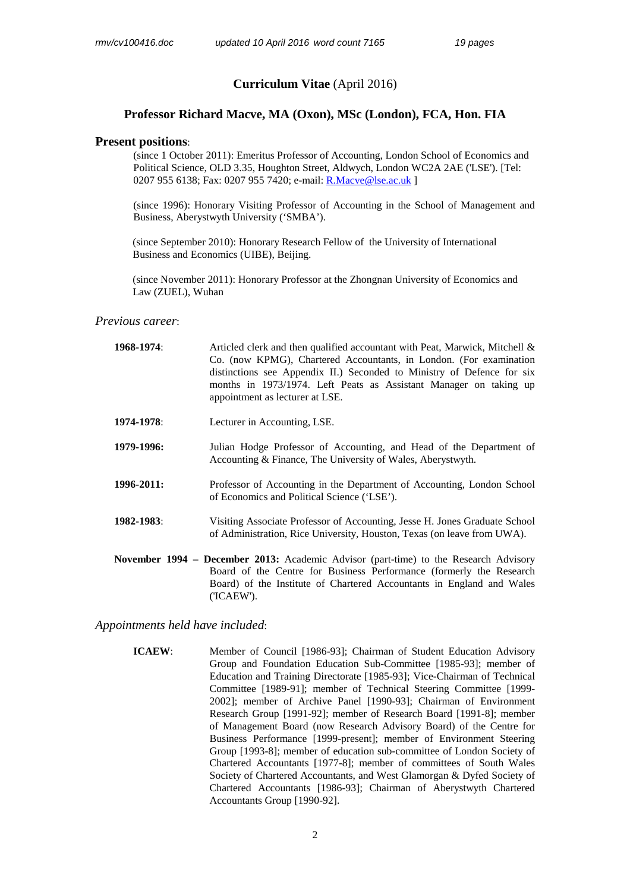## Curriculum Vitae (April 2016)

## Professor Richard Macve, MA (Oxon), MSc (London), FCA, Hon. FIA

### Present positions:

(since 1 October 2011): Emeritus Professor of Accounting, London School of Economics and Political Science, OLD 3.35, Houghton Street, Aldwych, London WC2A 2AE ('LSE'). [Tel: 0207 955 6138; Fax: 0207 955 7420; e-mail: R.Macve@lse.ac.uk ]

(since 1996): Honorary Visiting Professor of Accounting in the School of Management and Business, Aberystwyth University ('SMBA').

(since September 2010): Honorary Research Fellow of the University of International Business and Economics (UIBE), Beijing.

(since November 2011): Honorary Professor at the Zhongnan University of Economics and Law (ZUEL), Wuhan

### *Previous career*:

**1968-1974**: Articled clerk and then qualified accountant with Peat, Marwick, Mitchell & Co. (now KPMG), Chartered Accountants, in London. (For examination distinctions see Appendix II.) Seconded to Ministry of Defence for six months in 1973/1974. Left Peats as Assistant Manager on taking up appointment as lecturer at LSE.

**1974-1978**: Lecturer in Accounting, LSE.

**1979-1996:** Julian Hodge Professor of Accounting, and Head of the Department of Accounting & Finance, The University of Wales, Aberystwyth.

**1996-2011:** Professor of Accounting in the Department of Accounting, London School of Economics and Political Science ('LSE').

**1982-1983**: Visiting Associate Professor of Accounting, Jesse H. Jones Graduate School of Administration, Rice University, Houston, Texas (on leave from UWA).

**November 1994 – December 2013:** Academic Advisor (part-time) to the Research Advisory Board of the Centre for Business Performance (formerly the Research Board) of the Institute of Chartered Accountants in England and Wales ('ICAEW').

### *Appointments held have included*:

**ICAEW**: Member of Council [1986-93]; Chairman of Student Education Advisory Group and Foundation Education Sub-Committee [1985-93]; member of Education and Training Directorate [1985-93]; Vice-Chairman of Technical Committee [1989-91]; member of Technical Steering Committee [1999-2002]; member of Archive Panel [1990-93]; Chairman of Environment Research Group [1991-92]; member of Research Board [1991-8]; member of Management Board (now Research Advisory Board) of the Centre for Business Performance [1999-present]; member of Environment Steering Group [1993-8]; member of education sub-committee of London Society of Chartered Accountants [1977-8]; member of committees of South Wales Society of Chartered Accountants, and West Glamorgan & Dyfed Society of Chartered Accountants [1986-93]; Chairman of Aberystwyth Chartered Accountants Group [1990-92].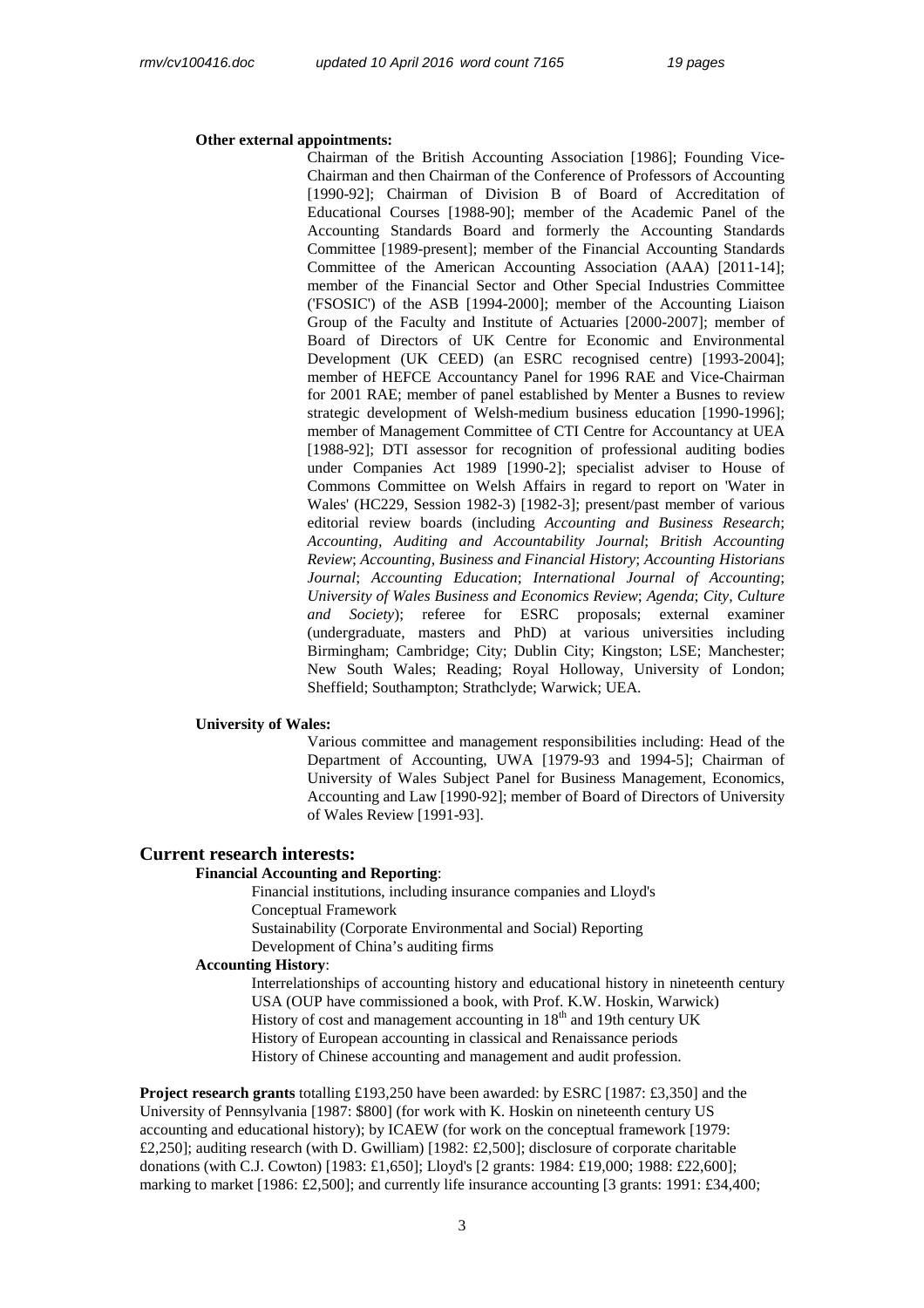**Other external appointments:**

Chairman of the British Accounting Association [1986]; Founding Vice-Chairman and then Chairman of the Conference of Professors of Accounting [1990-92]; Chairman of Division B of Board of Accreditation of Educational Courses [1988-90]; member of the Academic Panel of the Accounting Standards Board and formerly the Accounting Standards Committee [1989-present]; member of the Financial Accounting Standards Committee of the American Accounting Association (AAA) [2011-14]; member of the Financial Sector and Other Special Industries Committee ('FSOSIC') of the ASB [1994-2000]; member of the Accounting Liaison Group of the Faculty and Institute of Actuaries [2000-2007]; member of Board of Directors of UK Centre for Economic and Environmental Development (UK CEED) (an ESRC recognised centre) [1993-2004]; member of HEFCE Accountancy Panel for 1996 RAE and Vice-Chairman for 2001 RAE; member of panel established by Menter a Busnes to review strategic development of Welsh-medium business education [1990-1996]; member of Management Committee of CTI Centre for Accountancy at UEA [1988-92]; DTI assessor for recognition of professional auditing bodies under Companies Act 1989 [1990-2]; specialist adviser to House of Commons Committee on Welsh Affairs in regard to report on 'Water in Wales' (HC229, Session 1982-3) [1982-3]; present/past member of various editorial review boards (including *Accounting and Business Research*; *Accounting, Auditing and Accountability Journal*; *British Accounting Review*; *Accounting, Business and Financial History*; *Accounting Historians Journal*; *Accounting Education*; *International Journal of Accounting*; *University of Wales Business and Economics Review*; *Agenda*; *City, Culture and Society*); referee for ESRC proposals; external examiner (undergraduate, masters and PhD) at various universities including Birmingham; Cambridge; City; Dublin City; Kingston; LSE; Manchester; New South Wales; Reading; Royal Holloway, University of London; Sheffield; Southampton; Strathclyde; Warwick; UEA.

**University of Wales:**

Various committee and management responsibilities including: Head of the Department of Accounting, UWA [1979-93 and 1994-5]; Chairman of University of Wales Subject Panel for Business Management, Economics, Accounting and Law [1990-92]; member of Board of Directors of University of Wales Review [1991-93].

## Current research interests:

**Financial Accounting and Reporting**:

Financial institutions, including insurance companies and Lloyd's
Conceptual Framework
Sustainability (Corporate Environmental and Social) Reporting
Development of China's auditing firms

**Accounting History**:

Interrelationships of accounting history and educational history in nineteenth century USA (OUP have commissioned a book, with Prof. K.W. Hoskin, Warwick)
History of cost and management accounting in 18th and 19th century UK
History of European accounting in classical and Renaissance periods
History of Chinese accounting and management and audit profession.

**Project research grants** totalling £193,250 have been awarded: by ESRC [1987: £3,350] and the University of Pennsylvania [1987: $800] (for work with K. Hoskin on nineteenth century US accounting and educational history); by ICAEW (for work on the conceptual framework [1979: £2,250]; auditing research (with D. Gwilliam) [1982: £2,500]; disclosure of corporate charitable donations (with C.J. Cowton) [1983: £1,650]; Lloyd's [2 grants: 1984: £19,000; 1988: £22,600]; marking to market [1986: £2,500]; and currently life insurance accounting [3 grants: 1991: £34,400;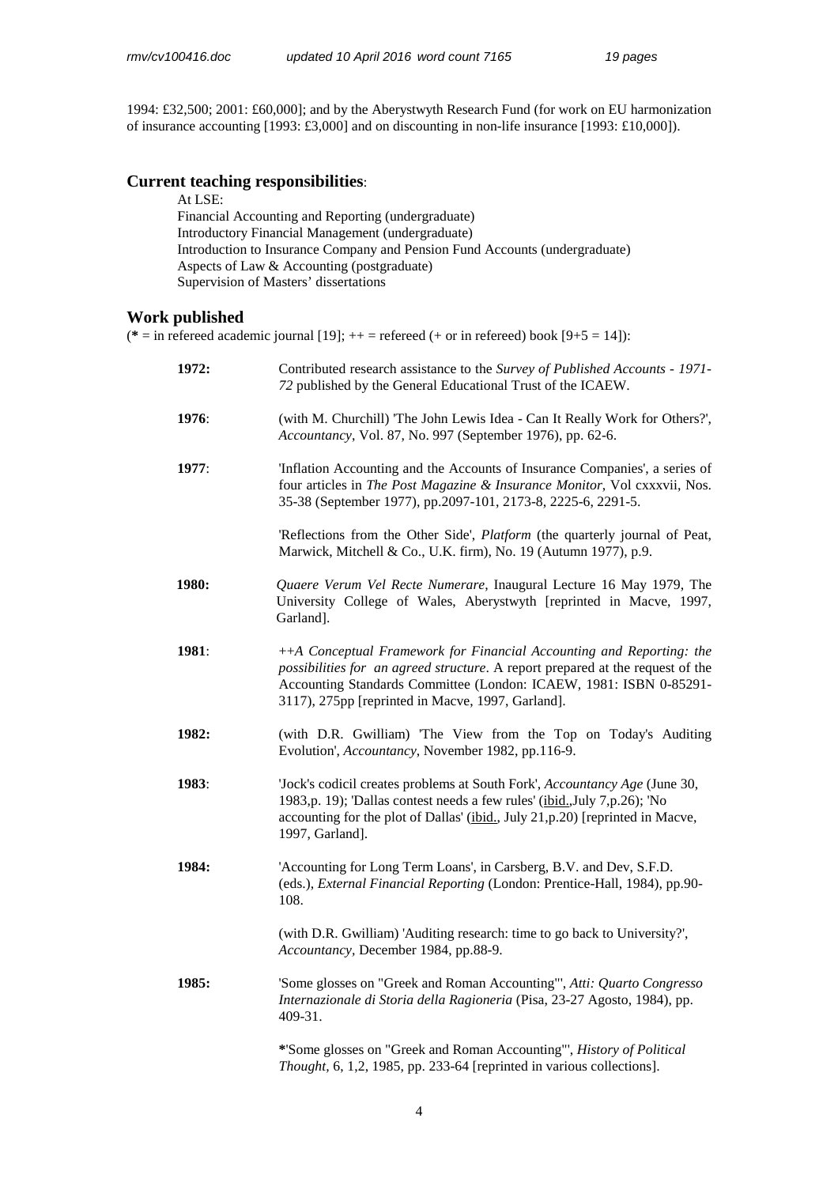1994: £32,500; 2001: £60,000]; and by the Aberystwyth Research Fund (for work on EU harmonization of insurance accounting [1993: £3,000] and on discounting in non-life insurance [1993: £10,000]).

## Current teaching responsibilities:

At LSE:
Financial Accounting and Reporting (undergraduate)
Introductory Financial Management (undergraduate)
Introduction to Insurance Company and Pension Fund Accounts (undergraduate)
Aspects of Law & Accounting (postgraduate)
Supervision of Masters' dissertations

## Work published

(* = in refereed academic journal [19]; ++ = refereed (+ or in refereed) book [9+5 = 14]):

**1972:** Contributed research assistance to the *Survey of Published Accounts - 1971-72* published by the General Educational Trust of the ICAEW.

**1976**: (with M. Churchill) 'The John Lewis Idea - Can It Really Work for Others?', *Accountancy*, Vol. 87, No. 997 (September 1976), pp. 62-6.

**1977**: 'Inflation Accounting and the Accounts of Insurance Companies', a series of four articles in *The Post Magazine & Insurance Monitor*, Vol cxxxvii, Nos. 35-38 (September 1977), pp.2097-101, 2173-8, 2225-6, 2291-5.

'Reflections from the Other Side', *Platform* (the quarterly journal of Peat, Marwick, Mitchell & Co., U.K. firm), No. 19 (Autumn 1977), p.9.

**1980:** *Quaere Verum Vel Recte Numerare*, Inaugural Lecture 16 May 1979, The University College of Wales, Aberystwyth [reprinted in Macve, 1997, Garland].

**1981**: *++A Conceptual Framework for Financial Accounting and Reporting: the possibilities for an agreed structure*. A report prepared at the request of the Accounting Standards Committee (London: ICAEW, 1981: ISBN 0-85291-3117), 275pp [reprinted in Macve, 1997, Garland].

**1982:** (with D.R. Gwilliam) 'The View from the Top on Today's Auditing Evolution', *Accountancy*, November 1982, pp.116-9.

**1983**: 'Jock's codicil creates problems at South Fork', *Accountancy Age* (June 30, 1983,p. 19); 'Dallas contest needs a few rules' (ibid.,July 7,p.26); 'No accounting for the plot of Dallas' (ibid., July 21,p.20) [reprinted in Macve, 1997, Garland].

**1984:** 'Accounting for Long Term Loans', in Carsberg, B.V. and Dev, S.F.D. (eds.), *External Financial Reporting* (London: Prentice-Hall, 1984), pp.90-108.

(with D.R. Gwilliam) 'Auditing research: time to go back to University?', *Accountancy*, December 1984, pp.88-9.

**1985:** 'Some glosses on "Greek and Roman Accounting"', *Atti: Quarto Congresso Internazionale di Storia della Ragioneria* (Pisa, 23-27 Agosto, 1984), pp. 409-31.

***'**Some glosses on "Greek and Roman Accounting"', *History of Political Thought*, 6, 1,2, 1985, pp. 233-64 [reprinted in various collections].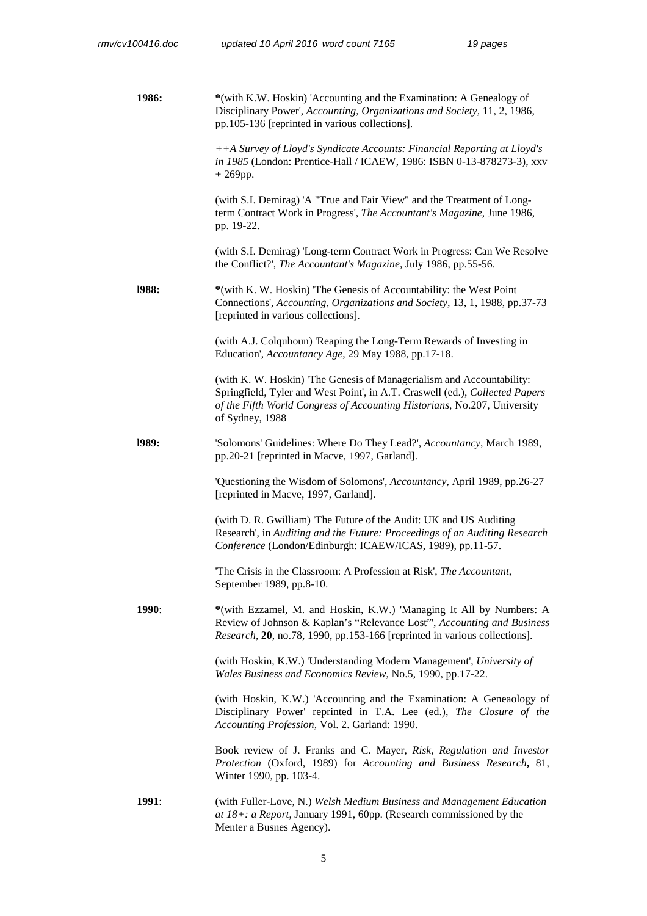**1986:** *(with K.W. Hoskin) 'Accounting and the Examination: A Genealogy of Disciplinary Power', *Accounting, Organizations and Society*, 11, 2, 1986, pp.105-136 [reprinted in various collections].

++*A Survey of Lloyd's Syndicate Accounts: Financial Reporting at Lloyd's in 1985* (London: Prentice-Hall / ICAEW, 1986: ISBN 0-13-878273-3), xxv + 269pp.

(with S.I. Demirag) 'A "True and Fair View" and the Treatment of Long-term Contract Work in Progress', *The Accountant's Magazine*, June 1986, pp. 19-22.

(with S.I. Demirag) 'Long-term Contract Work in Progress: Can We Resolve the Conflict?', *The Accountant's Magazine*, July 1986, pp.55-56.

**l988:** *(with K. W. Hoskin) 'The Genesis of Accountability: the West Point Connections', *Accounting, Organizations and Society*, 13, 1, 1988, pp.37-73 [reprinted in various collections].

(with A.J. Colquhoun) 'Reaping the Long-Term Rewards of Investing in Education', *Accountancy Age*, 29 May 1988, pp.17-18.

(with K. W. Hoskin) 'The Genesis of Managerialism and Accountability: Springfield, Tyler and West Point', in A.T. Craswell (ed.), *Collected Papers of the Fifth World Congress of Accounting Historians*, No.207, University of Sydney, 1988

**l989:** 'Solomons' Guidelines: Where Do They Lead?', *Accountancy*, March 1989, pp.20-21 [reprinted in Macve, 1997, Garland].

'Questioning the Wisdom of Solomons', *Accountancy*, April 1989, pp.26-27 [reprinted in Macve, 1997, Garland].

(with D. R. Gwilliam) 'The Future of the Audit: UK and US Auditing Research', in *Auditing and the Future: Proceedings of an Auditing Research Conference* (London/Edinburgh: ICAEW/ICAS, 1989), pp.11-57.

'The Crisis in the Classroom: A Profession at Risk', *The Accountant*, September 1989, pp.8-10.

**1990**: *(with Ezzamel, M. and Hoskin, K.W.) 'Managing It All by Numbers: A Review of Johnson & Kaplan's "Relevance Lost"', *Accounting and Business Research*, **20**, no.78, 1990, pp.153-166 [reprinted in various collections].

(with Hoskin, K.W.) 'Understanding Modern Management', *University of Wales Business and Economics Review*, No.5, 1990, pp.17-22.

(with Hoskin, K.W.) 'Accounting and the Examination: A Geneaology of Disciplinary Power' reprinted in T.A. Lee (ed.), *The Closure of the Accounting Profession*, Vol. 2. Garland: 1990.

Book review of J. Franks and C. Mayer, *Risk, Regulation and Investor Protection* (Oxford, 1989) for *Accounting and Business Research***,** 81, Winter 1990, pp. 103-4.

**1991**: (with Fuller-Love, N.) *Welsh Medium Business and Management Education at 18+: a Report*, January 1991, 60pp. (Research commissioned by the Menter a Busnes Agency).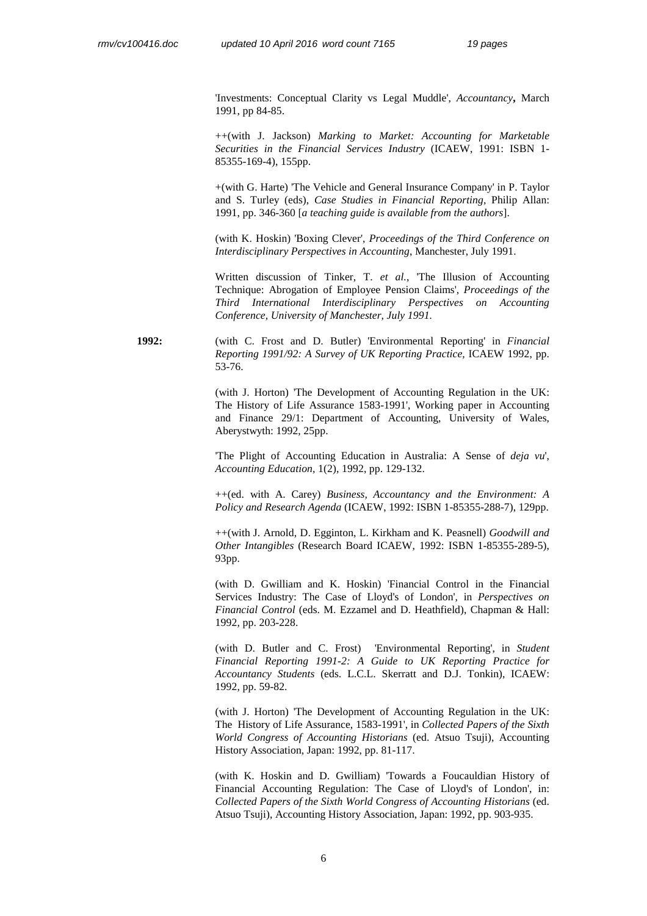'Investments: Conceptual Clarity vs Legal Muddle', *Accountancy***,** March 1991, pp 84-85.

++(with J. Jackson) *Marking to Market: Accounting for Marketable Securities in the Financial Services Industry* (ICAEW, 1991: ISBN 1-85355-169-4), 155pp.

+(with G. Harte) 'The Vehicle and General Insurance Company' in P. Taylor and S. Turley (eds), *Case Studies in Financial Reporting*, Philip Allan: 1991, pp. 346-360 [*a teaching guide is available from the authors*].

(with K. Hoskin) 'Boxing Clever', *Proceedings of the Third Conference on Interdisciplinary Perspectives in Accounting*, Manchester, July 1991.

Written discussion of Tinker, T. *et al.*, 'The Illusion of Accounting Technique: Abrogation of Employee Pension Claims', *Proceedings of the Third International Interdisciplinary Perspectives on Accounting Conference, University of Manchester, July 1991.*

**1992:**

(with C. Frost and D. Butler) 'Environmental Reporting' in *Financial Reporting 1991/92: A Survey of UK Reporting Practice*, ICAEW 1992, pp. 53-76.

(with J. Horton) 'The Development of Accounting Regulation in the UK: The History of Life Assurance 1583-1991', Working paper in Accounting and Finance 29/1: Department of Accounting, University of Wales, Aberystwyth: 1992, 25pp.

'The Plight of Accounting Education in Australia: A Sense of *deja vu*', *Accounting Education*, 1(2), 1992, pp. 129-132.

++(ed. with A. Carey) *Business, Accountancy and the Environment: A Policy and Research Agenda* (ICAEW, 1992: ISBN 1-85355-288-7), 129pp.

++(with J. Arnold, D. Egginton, L. Kirkham and K. Peasnell) *Goodwill and Other Intangibles* (Research Board ICAEW, 1992: ISBN 1-85355-289-5), 93pp.

(with D. Gwilliam and K. Hoskin) 'Financial Control in the Financial Services Industry: The Case of Lloyd's of London', in *Perspectives on Financial Control* (eds. M. Ezzamel and D. Heathfield), Chapman & Hall: 1992, pp. 203-228.

(with D. Butler and C. Frost) 'Environmental Reporting', in *Student Financial Reporting 1991-2: A Guide to UK Reporting Practice for Accountancy Students* (eds. L.C.L. Skerratt and D.J. Tonkin), ICAEW: 1992, pp. 59-82.

(with J. Horton) 'The Development of Accounting Regulation in the UK: The History of Life Assurance, 1583-1991', in *Collected Papers of the Sixth World Congress of Accounting Historians* (ed. Atsuo Tsuji), Accounting History Association, Japan: 1992, pp. 81-117.

(with K. Hoskin and D. Gwilliam) 'Towards a Foucauldian History of Financial Accounting Regulation: The Case of Lloyd's of London', in: *Collected Papers of the Sixth World Congress of Accounting Historians* (ed. Atsuo Tsuji), Accounting History Association, Japan: 1992, pp. 903-935.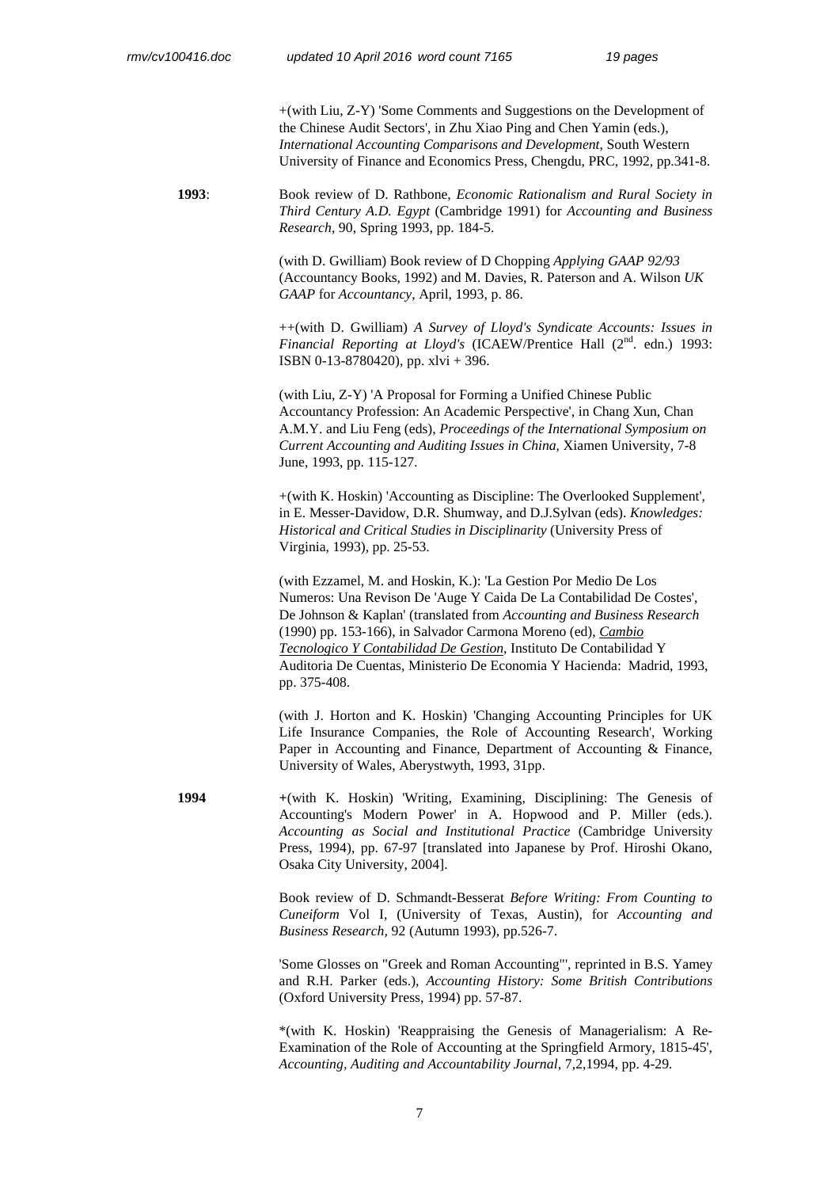+(with Liu, Z-Y) 'Some Comments and Suggestions on the Development of the Chinese Audit Sectors', in Zhu Xiao Ping and Chen Yamin (eds.), *International Accounting Comparisons and Development*, South Western University of Finance and Economics Press, Chengdu, PRC, 1992, pp.341-8.

**1993**: Book review of D. Rathbone, *Economic Rationalism and Rural Society in Third Century A.D. Egypt* (Cambridge 1991) for *Accounting and Business Research*, 90, Spring 1993, pp. 184-5.

(with D. Gwilliam) Book review of D Chopping *Applying GAAP 92/93* (Accountancy Books, 1992) and M. Davies, R. Paterson and A. Wilson *UK GAAP* for *Accountancy*, April, 1993, p. 86.

++(with D. Gwilliam) *A Survey of Lloyd's Syndicate Accounts: Issues in Financial Reporting at Lloyd's* (ICAEW/Prentice Hall (2nd. edn.) 1993: ISBN 0-13-8780420), pp. xlvi + 396.

(with Liu, Z-Y) 'A Proposal for Forming a Unified Chinese Public Accountancy Profession: An Academic Perspective', in Chang Xun, Chan A.M.Y. and Liu Feng (eds), *Proceedings of the International Symposium on Current Accounting and Auditing Issues in China*, Xiamen University, 7-8 June, 1993, pp. 115-127.

+(with K. Hoskin) 'Accounting as Discipline: The Overlooked Supplement', in E. Messer-Davidow, D.R. Shumway, and D.J.Sylvan (eds). *Knowledges: Historical and Critical Studies in Disciplinarity* (University Press of Virginia, 1993), pp. 25-53.

(with Ezzamel, M. and Hoskin, K.): 'La Gestion Por Medio De Los Numeros: Una Revison De 'Auge Y Caida De La Contabilidad De Costes', De Johnson & Kaplan' (translated from *Accounting and Business Research* (1990) pp. 153-166), in Salvador Carmona Moreno (ed), *Cambio Tecnologico Y Contabilidad De Gestion*, Instituto De Contabilidad Y Auditoria De Cuentas, Ministerio De Economia Y Hacienda: Madrid, 1993, pp. 375-408.

(with J. Horton and K. Hoskin) 'Changing Accounting Principles for UK Life Insurance Companies, the Role of Accounting Research', Working Paper in Accounting and Finance, Department of Accounting & Finance, University of Wales, Aberystwyth, 1993, 31pp.

**1994** +(with K. Hoskin) 'Writing, Examining, Disciplining: The Genesis of Accounting's Modern Power' in A. Hopwood and P. Miller (eds.). *Accounting as Social and Institutional Practice* (Cambridge University Press, 1994), pp. 67-97 [translated into Japanese by Prof. Hiroshi Okano, Osaka City University, 2004].

Book review of D. Schmandt-Besserat *Before Writing: From Counting to Cuneiform* Vol I, (University of Texas, Austin), for *Accounting and Business Research,* 92 (Autumn 1993), pp.526-7.

'Some Glosses on "Greek and Roman Accounting"', reprinted in B.S. Yamey and R.H. Parker (eds.), *Accounting History: Some British Contributions* (Oxford University Press, 1994) pp. 57-87.

*(with K. Hoskin) 'Reappraising the Genesis of Managerialism: A Re-Examination of the Role of Accounting at the Springfield Armory, 1815-45', *Accounting, Auditing and Accountability Journal,* 7,2,1994, pp. 4-29.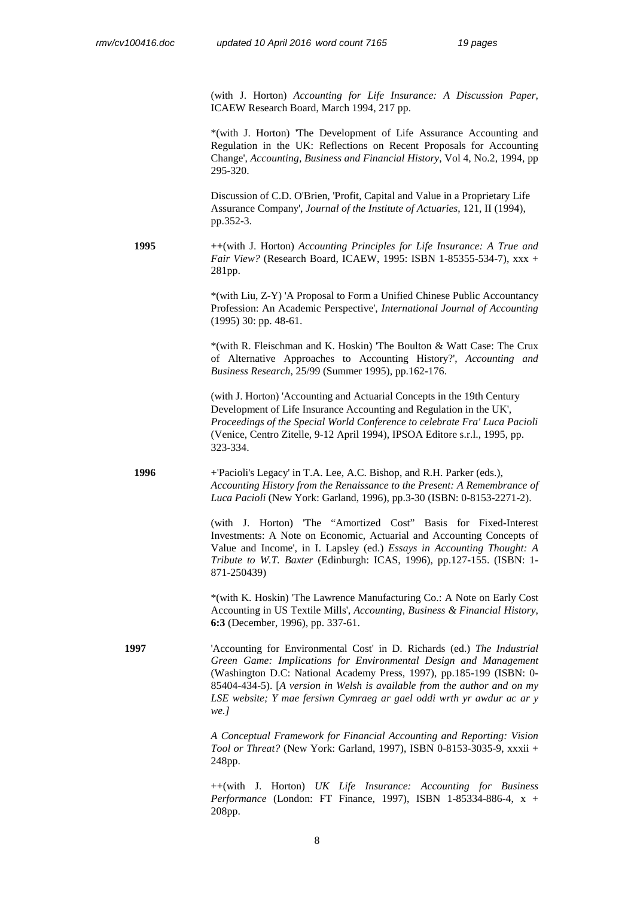(with J. Horton) *Accounting for Life Insurance: A Discussion Paper*, ICAEW Research Board, March 1994, 217 pp.

*(with J. Horton) 'The Development of Life Assurance Accounting and Regulation in the UK: Reflections on Recent Proposals for Accounting Change', *Accounting, Business and Financial History*, Vol 4, No.2, 1994, pp 295-320.

Discussion of C.D. O'Brien, 'Profit, Capital and Value in a Proprietary Life Assurance Company', *Journal of the Institute of Actuaries*, 121, II (1994), pp.352-3.

**1995**

++(with J. Horton) *Accounting Principles for Life Insurance: A True and Fair View?* (Research Board, ICAEW, 1995: ISBN 1-85355-534-7), xxx + 281pp.

*(with Liu, Z-Y) 'A Proposal to Form a Unified Chinese Public Accountancy Profession: An Academic Perspective', *International Journal of Accounting* (1995) 30: pp. 48-61.

*(with R. Fleischman and K. Hoskin) 'The Boulton & Watt Case: The Crux of Alternative Approaches to Accounting History?', *Accounting and Business Research*, 25/99 (Summer 1995), pp.162-176.

(with J. Horton) 'Accounting and Actuarial Concepts in the 19th Century Development of Life Insurance Accounting and Regulation in the UK', *Proceedings of the Special World Conference to celebrate Fra' Luca Pacioli* (Venice, Centro Zitelle, 9-12 April 1994), IPSOA Editore s.r.l., 1995, pp. 323-334.

**1996**

+'Pacioli's Legacy' in T.A. Lee, A.C. Bishop, and R.H. Parker (eds.), *Accounting History from the Renaissance to the Present: A Remembrance of Luca Pacioli* (New York: Garland, 1996), pp.3-30 (ISBN: 0-8153-2271-2).

(with J. Horton) 'The "Amortized Cost" Basis for Fixed-Interest Investments: A Note on Economic, Actuarial and Accounting Concepts of Value and Income', in I. Lapsley (ed.) *Essays in Accounting Thought: A Tribute to W.T. Baxter* (Edinburgh: ICAS, 1996), pp.127-155. (ISBN: 1-871-250439)

*(with K. Hoskin) 'The Lawrence Manufacturing Co.: A Note on Early Cost Accounting in US Textile Mills', *Accounting, Business & Financial History*, **6:3** (December, 1996), pp. 337-61.

**1997**

'Accounting for Environmental Cost' in D. Richards (ed.) *The Industrial Green Game: Implications for Environmental Design and Management* (Washington D.C: National Academy Press, 1997), pp.185-199 (ISBN: 0-85404-434-5). [*A version in Welsh is available from the author and on my LSE website; Y mae fersiwn Cymraeg ar gael oddi wrth yr awdur ac ar y we.]*

*A Conceptual Framework for Financial Accounting and Reporting: Vision Tool or Threat?* (New York: Garland, 1997), ISBN 0-8153-3035-9, xxxii + 248pp.

++(with J. Horton) *UK Life Insurance: Accounting for Business Performance* (London: FT Finance, 1997), ISBN 1-85334-886-4, x + 208pp.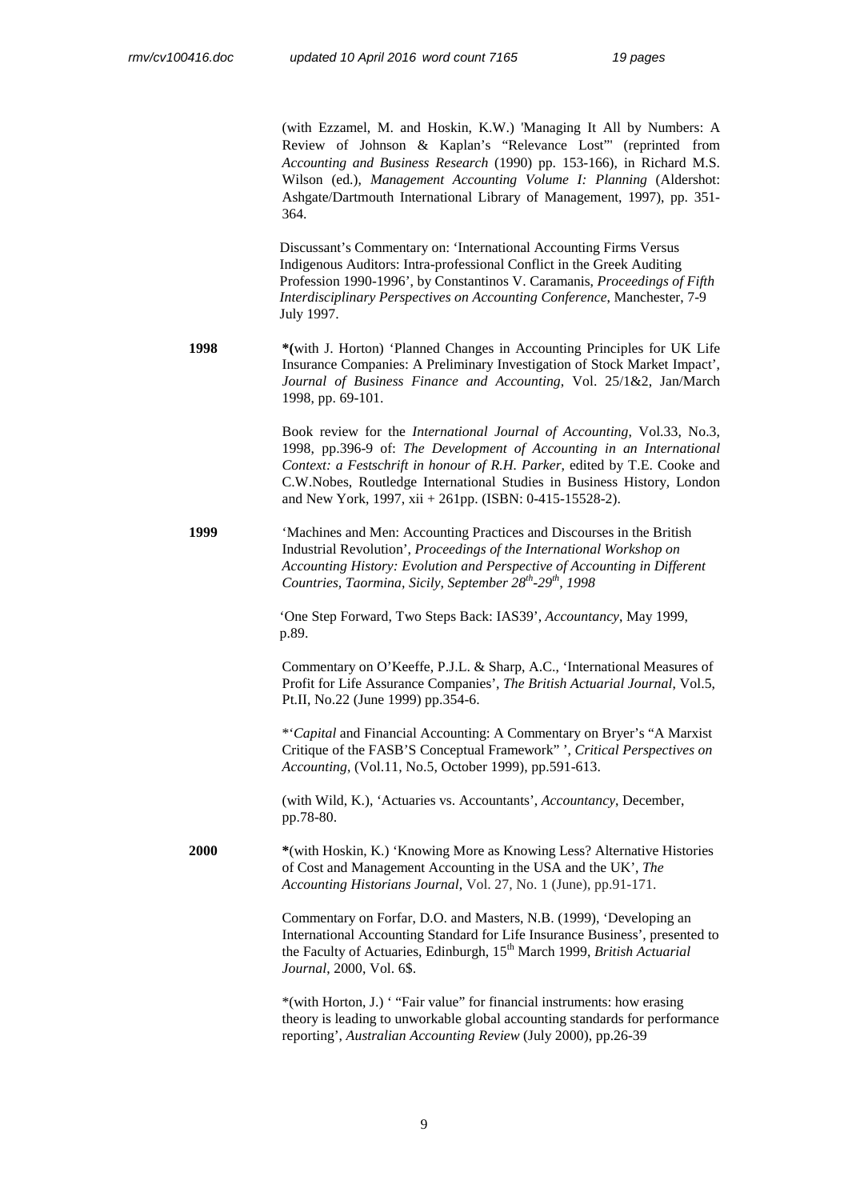(with Ezzamel, M. and Hoskin, K.W.) 'Managing It All by Numbers: A Review of Johnson & Kaplan's "Relevance Lost"' (reprinted from *Accounting and Business Research* (1990) pp. 153-166), in Richard M.S. Wilson (ed.), *Management Accounting Volume I: Planning* (Aldershot: Ashgate/Dartmouth International Library of Management, 1997), pp. 351-364.

Discussant's Commentary on: 'International Accounting Firms Versus Indigenous Auditors: Intra-professional Conflict in the Greek Auditing Profession 1990-1996', by Constantinos V. Caramanis, *Proceedings of Fifth Interdisciplinary Perspectives on Accounting Conference*, Manchester, 7-9 July 1997.

**1998**

**\***(with J. Horton) 'Planned Changes in Accounting Principles for UK Life Insurance Companies: A Preliminary Investigation of Stock Market Impact', *Journal of Business Finance and Accounting*, Vol. 25/1&2, Jan/March 1998, pp. 69-101.

Book review for the *International Journal of Accounting*, Vol.33, No.3, 1998, pp.396-9 of: *The Development of Accounting in an International Context: a Festschrift in honour of R.H. Parker*, edited by T.E. Cooke and C.W.Nobes, Routledge International Studies in Business History, London and New York, 1997, xii + 261pp. (ISBN: 0-415-15528-2).

**1999**

'Machines and Men: Accounting Practices and Discourses in the British Industrial Revolution', *Proceedings of the International Workshop on Accounting History: Evolution and Perspective of Accounting in Different Countries, Taormina, Sicily, September 28th-29th, 1998*

'One Step Forward, Two Steps Back: IAS39', *Accountancy*, May 1999, p.89.

Commentary on O'Keeffe, P.J.L. & Sharp, A.C., 'International Measures of Profit for Life Assurance Companies', *The British Actuarial Journal*, Vol.5, Pt.II, No.22 (June 1999) pp.354-6.

\*'*Capital* and Financial Accounting: A Commentary on Bryer's "A Marxist Critique of the FASB'S Conceptual Framework" ', *Critical Perspectives on Accounting*, (Vol.11, No.5, October 1999), pp.591-613.

(with Wild, K.), 'Actuaries vs. Accountants', *Accountancy*, December, pp.78-80.

**2000**

**\***(with Hoskin, K.) 'Knowing More as Knowing Less? Alternative Histories of Cost and Management Accounting in the USA and the UK', *The Accounting Historians Journal*, Vol. 27, No. 1 (June), pp.91-171.

Commentary on Forfar, D.O. and Masters, N.B. (1999), 'Developing an International Accounting Standard for Life Insurance Business', presented to the Faculty of Actuaries, Edinburgh, 15th March 1999, *British Actuarial Journal*, 2000, Vol. 6$.

\*(with Horton, J.) ' "Fair value" for financial instruments: how erasing theory is leading to unworkable global accounting standards for performance reporting', *Australian Accounting Review* (July 2000), pp.26-39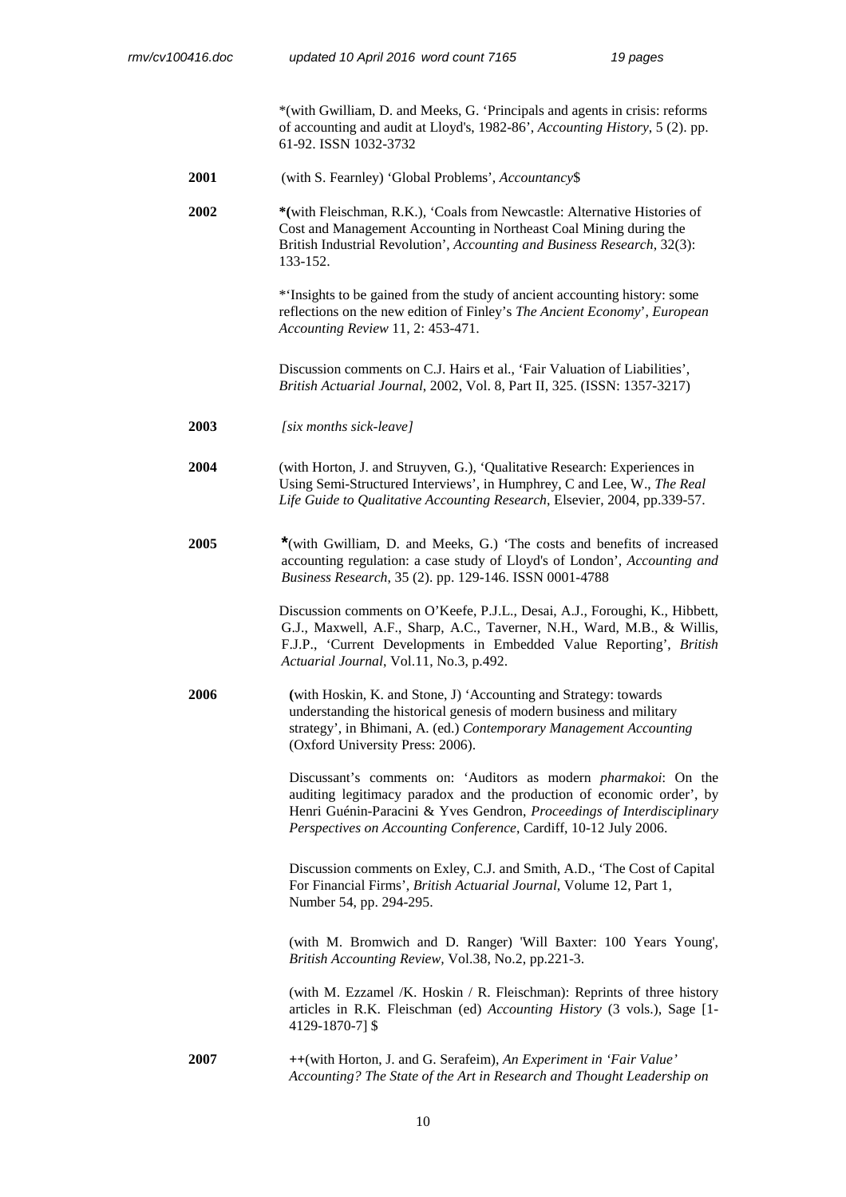*(with Gwilliam, D. and Meeks, G. 'Principals and agents in crisis: reforms of accounting and audit at Lloyd's, 1982-86', *Accounting History*, 5 (2). pp. 61-92. ISSN 1032-3732

**2001** (with S. Fearnley) 'Global Problems', *Accountancy*$

**2002** **\*(**with Fleischman, R.K.), 'Coals from Newcastle: Alternative Histories of Cost and Management Accounting in Northeast Coal Mining during the British Industrial Revolution', *Accounting and Business Research*, 32(3): 133-152.

*'Insights to be gained from the study of ancient accounting history: some reflections on the new edition of Finley's *The Ancient Economy*', *European Accounting Review* 11, 2: 453-471.

Discussion comments on C.J. Hairs et al., 'Fair Valuation of Liabilities', *British Actuarial Journal*, 2002, Vol. 8, Part II, 325. (ISSN: 1357-3217)

**2003** *[six months sick-leave]*

**2004** (with Horton, J. and Struyven, G.), 'Qualitative Research: Experiences in Using Semi-Structured Interviews', in Humphrey, C and Lee, W., *The Real Life Guide to Qualitative Accounting Research*, Elsevier, 2004, pp.339-57.

**2005** **\***(with Gwilliam, D. and Meeks, G.) 'The costs and benefits of increased accounting regulation: a case study of Lloyd's of London', *Accounting and Business Research*, 35 (2). pp. 129-146. ISSN 0001-4788

Discussion comments on O'Keefe, P.J.L., Desai, A.J., Foroughi, K., Hibbett, G.J., Maxwell, A.F., Sharp, A.C., Taverner, N.H., Ward, M.B., & Willis, F.J.P., 'Current Developments in Embedded Value Reporting', *British Actuarial Journal*, Vol.11, No.3, p.492.

**2006** **(**with Hoskin, K. and Stone, J) 'Accounting and Strategy: towards understanding the historical genesis of modern business and military strategy', in Bhimani, A. (ed.) *Contemporary Management Accounting* (Oxford University Press: 2006).

Discussant's comments on: 'Auditors as modern *pharmakoi*: On the auditing legitimacy paradox and the production of economic order', by Henri Guénin-Paracini & Yves Gendron, *Proceedings of Interdisciplinary Perspectives on Accounting Conference*, Cardiff, 10-12 July 2006.

Discussion comments on Exley, C.J. and Smith, A.D., 'The Cost of Capital For Financial Firms', *British Actuarial Journal*, Volume 12, Part 1, Number 54, pp. 294-295.

(with M. Bromwich and D. Ranger) 'Will Baxter: 100 Years Young', *British Accounting Review*, Vol.38, No.2, pp.221-3.

(with M. Ezzamel /K. Hoskin / R. Fleischman): Reprints of three history articles in R.K. Fleischman (ed) *Accounting History* (3 vols.), Sage [1-4129-1870-7] $

**2007** **++**(with Horton, J. and G. Serafeim), *An Experiment in 'Fair Value' Accounting? The State of the Art in Research and Thought Leadership on*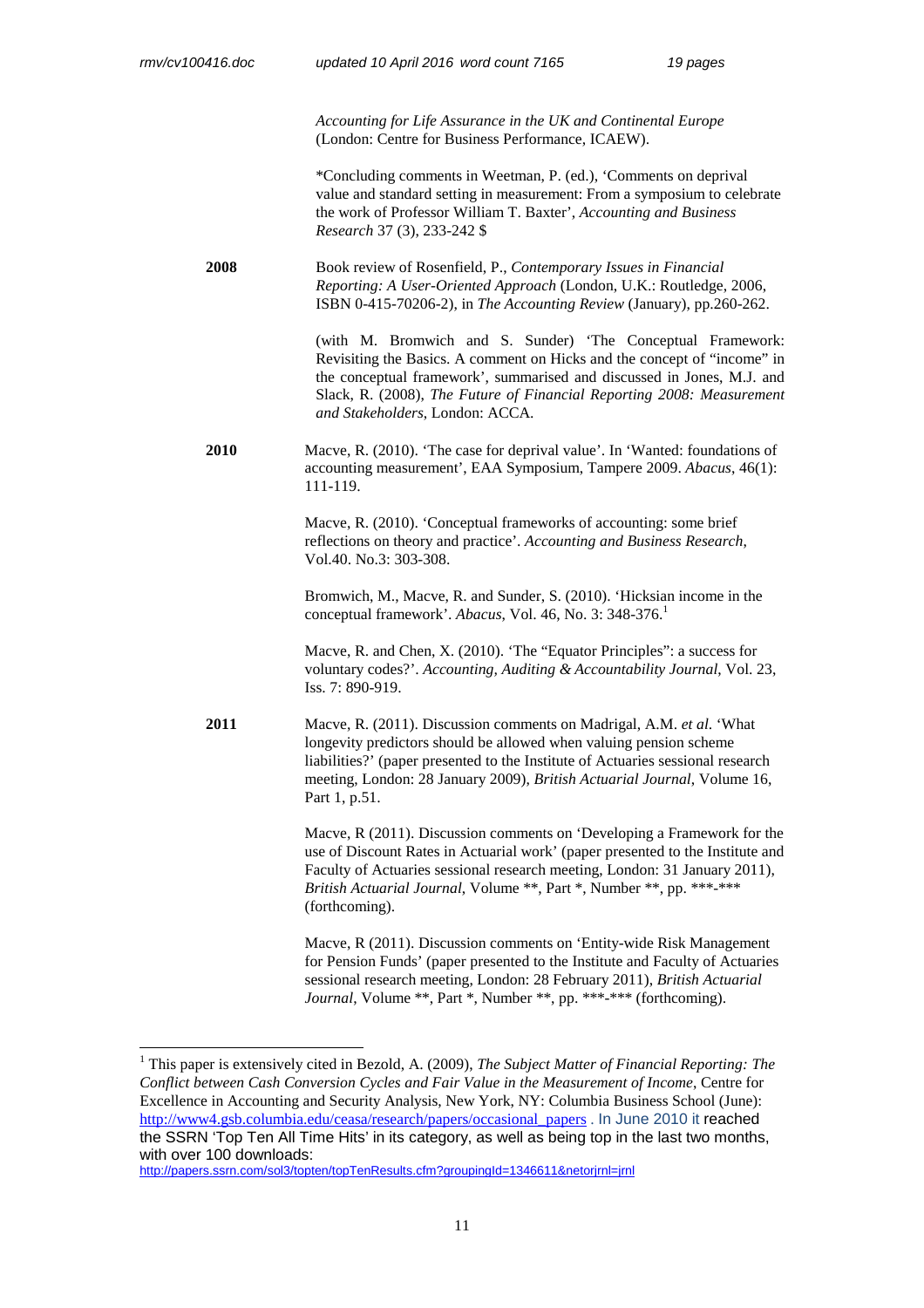*Accounting for Life Assurance in the UK and Continental Europe* (London: Centre for Business Performance, ICAEW).

*Concluding comments in Weetman, P. (ed.), 'Comments on deprival value and standard setting in measurement: From a symposium to celebrate the work of Professor William T. Baxter', *Accounting and Business Research* 37 (3), 233-242 $

**2008**

Book review of Rosenfield, P., *Contemporary Issues in Financial Reporting: A User-Oriented Approach* (London, U.K.: Routledge, 2006, ISBN 0-415-70206-2), in *The Accounting Review* (January), pp.260-262.

(with M. Bromwich and S. Sunder) 'The Conceptual Framework: Revisiting the Basics. A comment on Hicks and the concept of "income" in the conceptual framework', summarised and discussed in Jones, M.J. and Slack, R. (2008), *The Future of Financial Reporting 2008: Measurement and Stakeholders*, London: ACCA.

**2010**

Macve, R. (2010). 'The case for deprival value'. In 'Wanted: foundations of accounting measurement', EAA Symposium, Tampere 2009. *Abacus*, 46(1): 111-119.

Macve, R. (2010). 'Conceptual frameworks of accounting: some brief reflections on theory and practice'. *Accounting and Business Research*, Vol.40. No.3: 303-308.

Bromwich, M., Macve, R. and Sunder, S. (2010). 'Hicksian income in the conceptual framework'. *Abacus*, Vol. 46, No. 3: 348-376.[1]

Macve, R. and Chen, X. (2010). 'The "Equator Principles": a success for voluntary codes?'. *Accounting, Auditing & Accountability Journal*, Vol. 23, Iss. 7: 890-919.

**2011**

Macve, R. (2011). Discussion comments on Madrigal, A.M. *et al.* 'What longevity predictors should be allowed when valuing pension scheme liabilities?' (paper presented to the Institute of Actuaries sessional research meeting, London: 28 January 2009), *British Actuarial Journal*, Volume 16, Part 1, p.51.

Macve, R (2011). Discussion comments on 'Developing a Framework for the use of Discount Rates in Actuarial work' (paper presented to the Institute and Faculty of Actuaries sessional research meeting, London: 31 January 2011), *British Actuarial Journal*, Volume **, Part *, Number **, pp. ***-*** (forthcoming).

Macve, R (2011). Discussion comments on 'Entity-wide Risk Management for Pension Funds' (paper presented to the Institute and Faculty of Actuaries sessional research meeting, London: 28 February 2011), *British Actuarial Journal*, Volume **, Part *, Number **, pp. ***-*** (forthcoming).

---

[1] This paper is extensively cited in Bezold, A. (2009), *The Subject Matter of Financial Reporting: The Conflict between Cash Conversion Cycles and Fair Value in the Measurement of Income*, Centre for Excellence in Accounting and Security Analysis, New York, NY: Columbia Business School (June): http://www4.gsb.columbia.edu/ceasa/research/papers/occasional_papers . In June 2010 it reached the SSRN 'Top Ten All Time Hits' in its category, as well as being top in the last two months, with over 100 downloads: http://papers.ssrn.com/sol3/topten/topTenResults.cfm?groupingId=1346611&netorjrnl=jrnl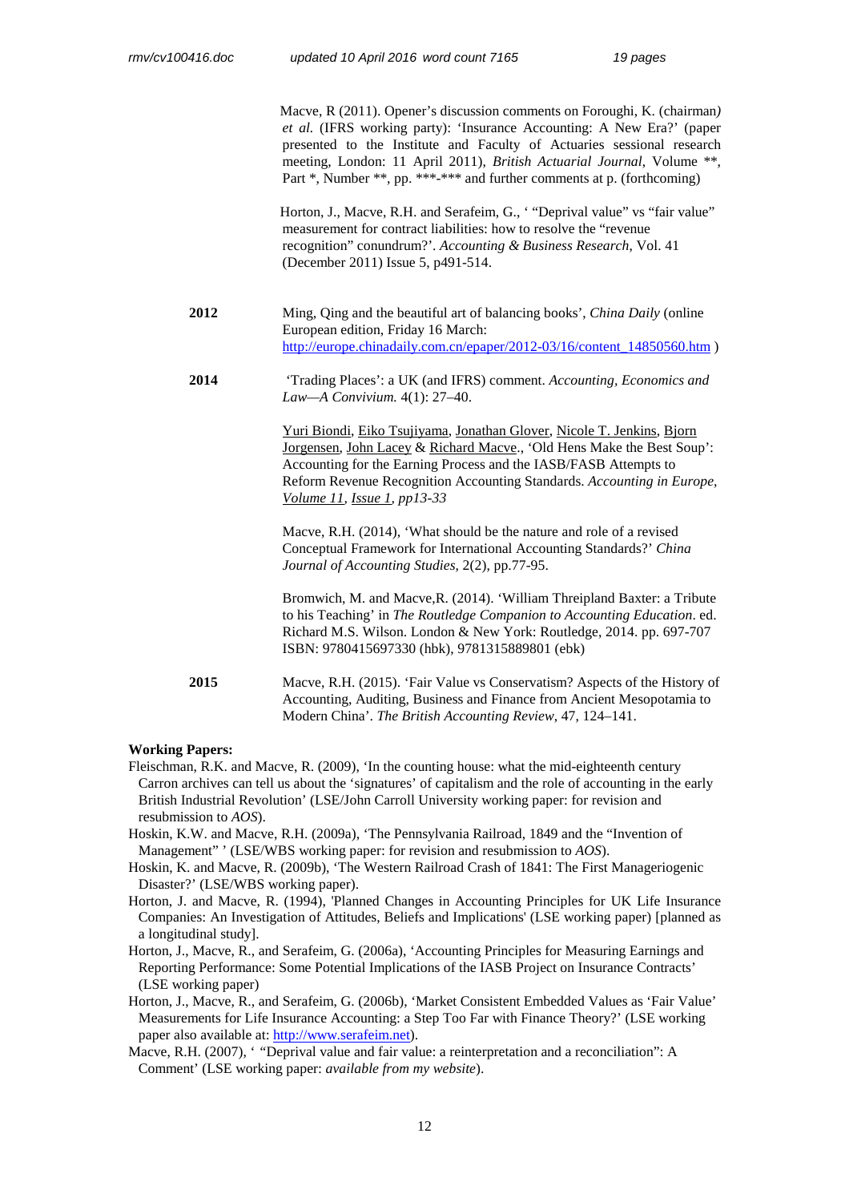Macve, R (2011). Opener's discussion comments on Foroughi, K. (chairman) *et al.* (IFRS working party): 'Insurance Accounting: A New Era?' (paper presented to the Institute and Faculty of Actuaries sessional research meeting, London: 11 April 2011), *British Actuarial Journal*, Volume **, Part *, Number **, pp. ***-*** and further comments at p. (forthcoming)

Horton, J., Macve, R.H. and Serafeim, G., ' "Deprival value" vs "fair value" measurement for contract liabilities: how to resolve the "revenue recognition" conundrum?'. *Accounting & Business Research*, Vol. 41 (December 2011) Issue 5, p491-514.

**2012**

Ming, Qing and the beautiful art of balancing books', *China Daily* (online European edition, Friday 16 March: http://europe.chinadaily.com.cn/epaper/2012-03/16/content_14850560.htm )

**2014**

'Trading Places': a UK (and IFRS) comment. *Accounting, Economics and Law—A Convivium.* 4(1): 27–40.

Yuri Biondi, Eiko Tsujiyama, Jonathan Glover, Nicole T. Jenkins, Bjorn Jorgensen, John Lacey & Richard Macve., 'Old Hens Make the Best Soup': Accounting for the Earning Process and the IASB/FASB Attempts to Reform Revenue Recognition Accounting Standards. *Accounting in Europe, Volume 11, Issue 1, pp13-33*

Macve, R.H. (2014), 'What should be the nature and role of a revised Conceptual Framework for International Accounting Standards?' *China Journal of Accounting Studies*, 2(2), pp.77-95.

Bromwich, M. and Macve,R. (2014). 'William Threipland Baxter: a Tribute to his Teaching' in *The Routledge Companion to Accounting Education*. ed. Richard M.S. Wilson. London & New York: Routledge, 2014. pp. 697-707 ISBN: 9780415697330 (hbk), 9781315889801 (ebk)

**2015**

Macve, R.H. (2015). 'Fair Value vs Conservatism? Aspects of the History of Accounting, Auditing, Business and Finance from Ancient Mesopotamia to Modern China'. *The British Accounting Review*, 47, 124–141.

**Working Papers:**

Fleischman, R.K. and Macve, R. (2009), 'In the counting house: what the mid-eighteenth century Carron archives can tell us about the 'signatures' of capitalism and the role of accounting in the early British Industrial Revolution' (LSE/John Carroll University working paper: for revision and resubmission to *AOS*).

Hoskin, K.W. and Macve, R.H. (2009a), 'The Pennsylvania Railroad, 1849 and the "Invention of Management" ' (LSE/WBS working paper: for revision and resubmission to *AOS*).

Hoskin, K. and Macve, R. (2009b), 'The Western Railroad Crash of 1841: The First Manageriogenic Disaster?' (LSE/WBS working paper).

Horton, J. and Macve, R. (1994), 'Planned Changes in Accounting Principles for UK Life Insurance Companies: An Investigation of Attitudes, Beliefs and Implications' (LSE working paper) [planned as a longitudinal study].

Horton, J., Macve, R., and Serafeim, G. (2006a), 'Accounting Principles for Measuring Earnings and Reporting Performance: Some Potential Implications of the IASB Project on Insurance Contracts' (LSE working paper)

Horton, J., Macve, R., and Serafeim, G. (2006b), 'Market Consistent Embedded Values as 'Fair Value' Measurements for Life Insurance Accounting: a Step Too Far with Finance Theory?' (LSE working paper also available at: http://www.serafeim.net).

Macve, R.H. (2007), ' "Deprival value and fair value: a reinterpretation and a reconciliation": A Comment' (LSE working paper: *available from my website*).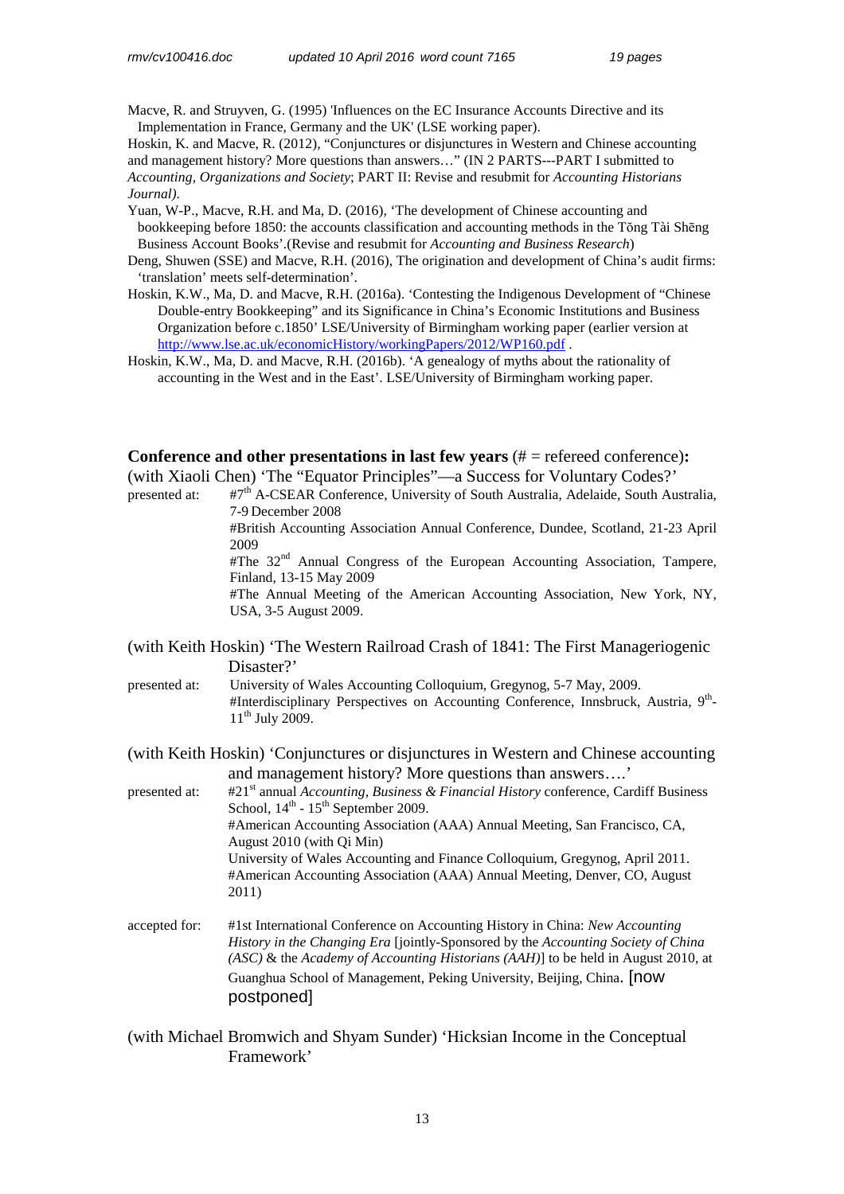Macve, R. and Struyven, G. (1995) 'Influences on the EC Insurance Accounts Directive and its Implementation in France, Germany and the UK' (LSE working paper).

Hoskin, K. and Macve, R. (2012), "Conjunctures or disjunctures in Western and Chinese accounting and management history? More questions than answers…" (IN 2 PARTS---PART I submitted to *Accounting, Organizations and Society*; PART II: Revise and resubmit for *Accounting Historians Journal)*.

Yuan, W-P., Macve, R.H. and Ma, D. (2016), 'The development of Chinese accounting and bookkeeping before 1850: the accounts classification and accounting methods in the Tŏng Tài Shēng Business Account Books'.(Revise and resubmit for *Accounting and Business Research*)

Deng, Shuwen (SSE) and Macve, R.H. (2016), The origination and development of China's audit firms: 'translation' meets self-determination'.

Hoskin, K.W., Ma, D. and Macve, R.H. (2016a). 'Contesting the Indigenous Development of "Chinese Double-entry Bookkeeping" and its Significance in China's Economic Institutions and Business Organization before c.1850' LSE/University of Birmingham working paper (earlier version at http://www.lse.ac.uk/economicHistory/workingPapers/2012/WP160.pdf .

Hoskin, K.W., Ma, D. and Macve, R.H. (2016b). 'A genealogy of myths about the rationality of accounting in the West and in the East'. LSE/University of Birmingham working paper.

**Conference and other presentations in last few years** (# = refereed conference)**:**

(with Xiaoli Chen) 'The "Equator Principles"—a Success for Voluntary Codes?'

presented at:
#7th A-CSEAR Conference, University of South Australia, Adelaide, South Australia, 7-9 December 2008
#British Accounting Association Annual Conference, Dundee, Scotland, 21-23 April 2009
#The 32nd Annual Congress of the European Accounting Association, Tampere, Finland, 13-15 May 2009
#The Annual Meeting of the American Accounting Association, New York, NY, USA, 3-5 August 2009.

(with Keith Hoskin) 'The Western Railroad Crash of 1841: The First Manageriogenic Disaster?'

presented at:
University of Wales Accounting Colloquium, Gregynog, 5-7 May, 2009.
#Interdisciplinary Perspectives on Accounting Conference, Innsbruck, Austria, 9th-11th July 2009.

(with Keith Hoskin) 'Conjunctures or disjunctures in Western and Chinese accounting and management history? More questions than answers….'

presented at:
#21st annual *Accounting, Business & Financial History* conference, Cardiff Business School, 14th - 15th September 2009.
#American Accounting Association (AAA) Annual Meeting, San Francisco, CA, August 2010 (with Qi Min)
University of Wales Accounting and Finance Colloquium, Gregynog, April 2011.
#American Accounting Association (AAA) Annual Meeting, Denver, CO, August 2011)

accepted for:
#1st International Conference on Accounting History in China: *New Accounting History in the Changing Era* [jointly-Sponsored by the *Accounting Society of China (ASC)* & the *Academy of Accounting Historians (AAH)*] to be held in August 2010, at Guanghua School of Management, Peking University, Beijing, China. [now postponed]

(with Michael Bromwich and Shyam Sunder) 'Hicksian Income in the Conceptual Framework'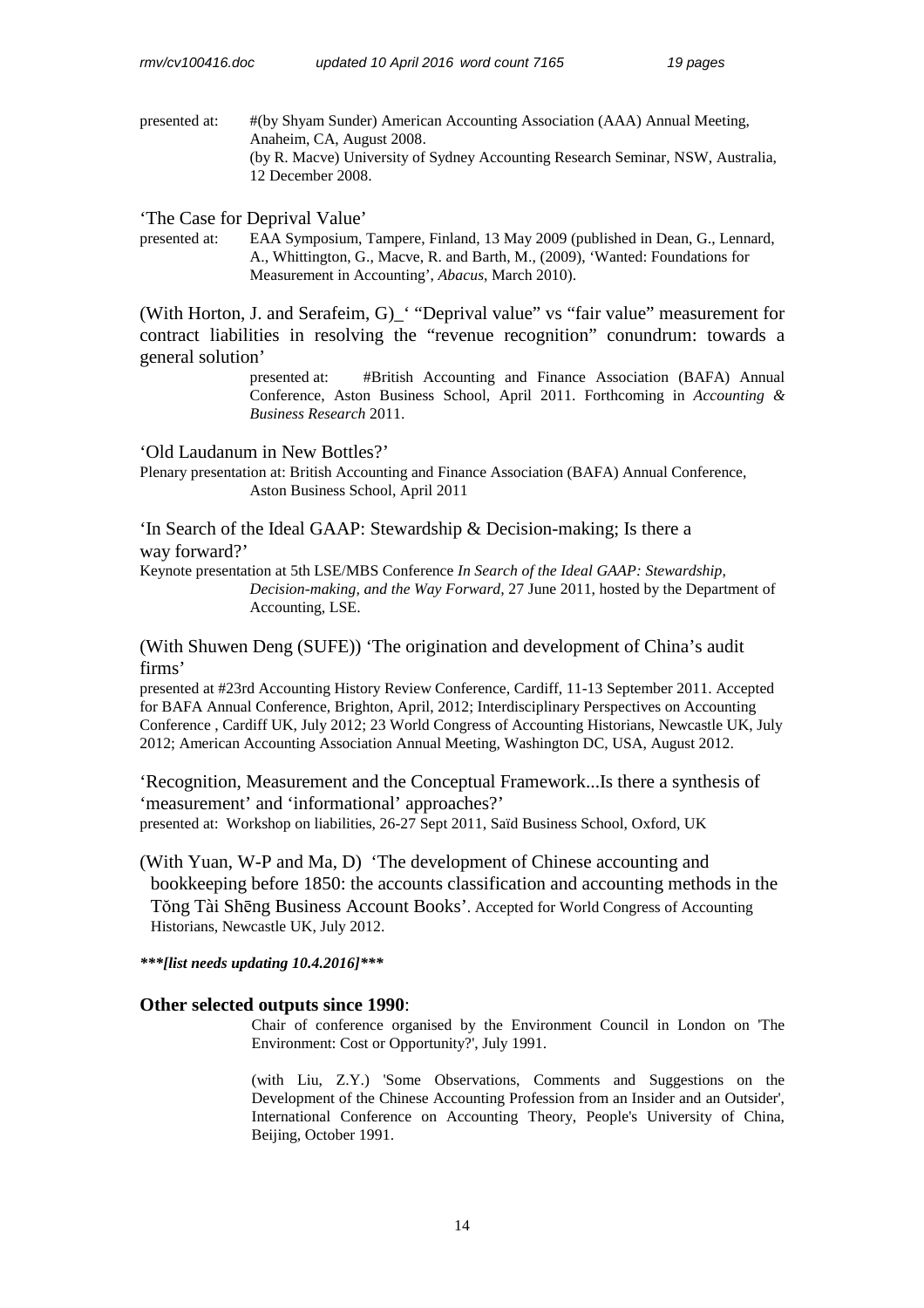presented at: #(by Shyam Sunder) American Accounting Association (AAA) Annual Meeting, Anaheim, CA, August 2008.
(by R. Macve) University of Sydney Accounting Research Seminar, NSW, Australia, 12 December 2008.

'The Case for Deprival Value'

presented at: EAA Symposium, Tampere, Finland, 13 May 2009 (published in Dean, G., Lennard, A., Whittington, G., Macve, R. and Barth, M., (2009), 'Wanted: Foundations for Measurement in Accounting', *Abacus*, March 2010).

(With Horton, J. and Serafeim, G)_' "Deprival value" vs "fair value" measurement for contract liabilities in resolving the "revenue recognition" conundrum: towards a general solution'

presented at: #British Accounting and Finance Association (BAFA) Annual Conference, Aston Business School, April 2011. Forthcoming in *Accounting & Business Research* 2011.

'Old Laudanum in New Bottles?'

Plenary presentation at: British Accounting and Finance Association (BAFA) Annual Conference, Aston Business School, April 2011

'In Search of the Ideal GAAP: Stewardship & Decision-making; Is there a way forward?'

Keynote presentation at 5th LSE/MBS Conference *In Search of the Ideal GAAP: Stewardship, Decision-making, and the Way Forward,* 27 June 2011, hosted by the Department of Accounting, LSE.

(With Shuwen Deng (SUFE)) 'The origination and development of China's audit firms'

presented at #23rd Accounting History Review Conference, Cardiff, 11-13 September 2011. Accepted for BAFA Annual Conference, Brighton, April, 2012; Interdisciplinary Perspectives on Accounting Conference , Cardiff UK, July 2012; 23 World Congress of Accounting Historians, Newcastle UK, July 2012; American Accounting Association Annual Meeting, Washington DC, USA, August 2012.

'Recognition, Measurement and the Conceptual Framework...Is there a synthesis of 'measurement' and 'informational' approaches?'

presented at: Workshop on liabilities, 26-27 Sept 2011, Saïd Business School, Oxford, UK

(With Yuan, W-P and Ma, D) 'The development of Chinese accounting and bookkeeping before 1850: the accounts classification and accounting methods in the Tǒng Tài Shēng Business Account Books'. Accepted for World Congress of Accounting Historians, Newcastle UK, July 2012.

***\*\*\*[list needs updating 10.4.2016]\*\*\****

**Other selected outputs since 1990**:

Chair of conference organised by the Environment Council in London on 'The Environment: Cost or Opportunity?', July 1991.

(with Liu, Z.Y.) 'Some Observations, Comments and Suggestions on the Development of the Chinese Accounting Profession from an Insider and an Outsider', International Conference on Accounting Theory, People's University of China, Beijing, October 1991.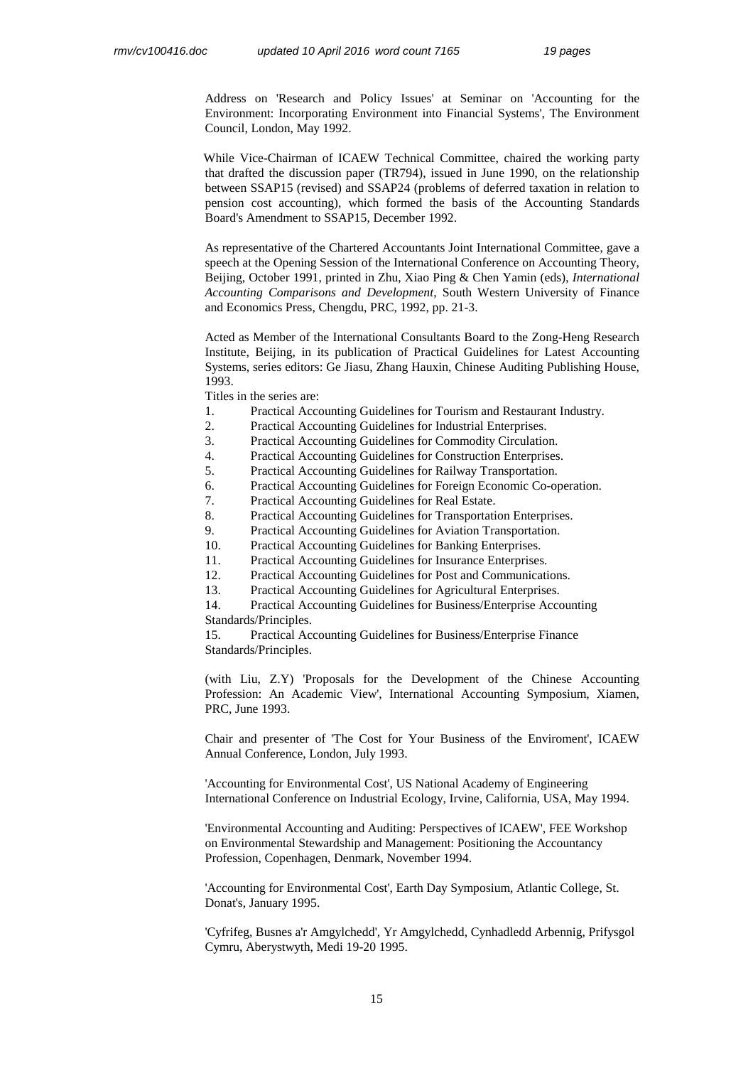Address on 'Research and Policy Issues' at Seminar on 'Accounting for the Environment: Incorporating Environment into Financial Systems', The Environment Council, London, May 1992.

While Vice-Chairman of ICAEW Technical Committee, chaired the working party that drafted the discussion paper (TR794), issued in June 1990, on the relationship between SSAP15 (revised) and SSAP24 (problems of deferred taxation in relation to pension cost accounting), which formed the basis of the Accounting Standards Board's Amendment to SSAP15, December 1992.

As representative of the Chartered Accountants Joint International Committee, gave a speech at the Opening Session of the International Conference on Accounting Theory, Beijing, October 1991, printed in Zhu, Xiao Ping & Chen Yamin (eds), *International Accounting Comparisons and Development*, South Western University of Finance and Economics Press, Chengdu, PRC, 1992, pp. 21-3.

Acted as Member of the International Consultants Board to the Zong-Heng Research Institute, Beijing, in its publication of Practical Guidelines for Latest Accounting Systems, series editors: Ge Jiasu, Zhang Hauxin, Chinese Auditing Publishing House, 1993.

Titles in the series are:

1. Practical Accounting Guidelines for Tourism and Restaurant Industry.
2. Practical Accounting Guidelines for Industrial Enterprises.
3. Practical Accounting Guidelines for Commodity Circulation.
4. Practical Accounting Guidelines for Construction Enterprises.
5. Practical Accounting Guidelines for Railway Transportation.
6. Practical Accounting Guidelines for Foreign Economic Co-operation.
7. Practical Accounting Guidelines for Real Estate.
8. Practical Accounting Guidelines for Transportation Enterprises.
9. Practical Accounting Guidelines for Aviation Transportation.
10. Practical Accounting Guidelines for Banking Enterprises.
11. Practical Accounting Guidelines for Insurance Enterprises.
12. Practical Accounting Guidelines for Post and Communications.
13. Practical Accounting Guidelines for Agricultural Enterprises.
14. Practical Accounting Guidelines for Business/Enterprise Accounting Standards/Principles.
15. Practical Accounting Guidelines for Business/Enterprise Finance Standards/Principles.

(with Liu, Z.Y) 'Proposals for the Development of the Chinese Accounting Profession: An Academic View', International Accounting Symposium, Xiamen, PRC, June 1993.

Chair and presenter of 'The Cost for Your Business of the Enviroment', ICAEW Annual Conference, London, July 1993.

'Accounting for Environmental Cost', US National Academy of Engineering International Conference on Industrial Ecology, Irvine, California, USA, May 1994.

'Environmental Accounting and Auditing: Perspectives of ICAEW', FEE Workshop on Environmental Stewardship and Management: Positioning the Accountancy Profession, Copenhagen, Denmark, November 1994.

'Accounting for Environmental Cost', Earth Day Symposium, Atlantic College, St. Donat's, January 1995.

'Cyfrifeg, Busnes a'r Amgylchedd', Yr Amgylchedd, Cynhadledd Arbennig, Prifysgol Cymru, Aberystwyth, Medi 19-20 1995.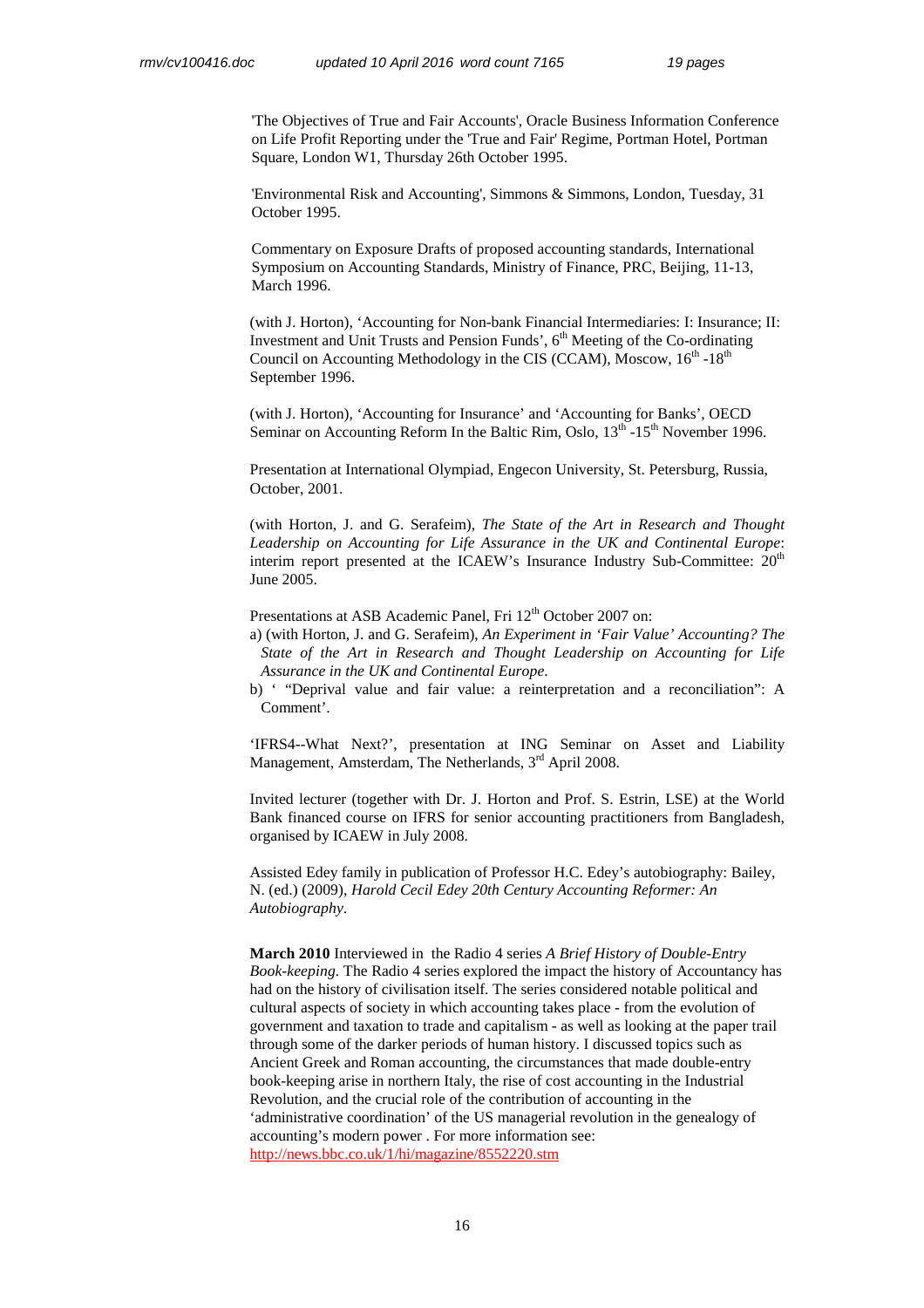'The Objectives of True and Fair Accounts', Oracle Business Information Conference on Life Profit Reporting under the 'True and Fair' Regime, Portman Hotel, Portman Square, London W1, Thursday 26th October 1995.

'Environmental Risk and Accounting', Simmons & Simmons, London, Tuesday, 31 October 1995.

Commentary on Exposure Drafts of proposed accounting standards, International Symposium on Accounting Standards, Ministry of Finance, PRC, Beijing, 11-13, March 1996.

(with J. Horton), 'Accounting for Non-bank Financial Intermediaries: I: Insurance; II: Investment and Unit Trusts and Pension Funds', 6th Meeting of the Co-ordinating Council on Accounting Methodology in the CIS (CCAM), Moscow, 16th -18th September 1996.

(with J. Horton), 'Accounting for Insurance' and 'Accounting for Banks', OECD Seminar on Accounting Reform In the Baltic Rim, Oslo, 13th -15th November 1996.

Presentation at International Olympiad, Engecon University, St. Petersburg, Russia, October, 2001.

(with Horton, J. and G. Serafeim), *The State of the Art in Research and Thought Leadership on Accounting for Life Assurance in the UK and Continental Europe*: interim report presented at the ICAEW's Insurance Industry Sub-Committee: 20th June 2005.

Presentations at ASB Academic Panel, Fri 12th October 2007 on:

a) (with Horton, J. and G. Serafeim), *An Experiment in 'Fair Value' Accounting? The State of the Art in Research and Thought Leadership on Accounting for Life Assurance in the UK and Continental Europe*.
b) ' "Deprival value and fair value: a reinterpretation and a reconciliation": A Comment'.

'IFRS4--What Next?', presentation at ING Seminar on Asset and Liability Management, Amsterdam, The Netherlands, 3rd April 2008.

Invited lecturer (together with Dr. J. Horton and Prof. S. Estrin, LSE) at the World Bank financed course on IFRS for senior accounting practitioners from Bangladesh, organised by ICAEW in July 2008.

Assisted Edey family in publication of Professor H.C. Edey's autobiography: Bailey, N. (ed.) (2009), *Harold Cecil Edey 20th Century Accounting Reformer: An Autobiography*.

**March 2010** Interviewed in the Radio 4 series *A Brief History of Double-Entry Book-keeping.* The Radio 4 series explored the impact the history of Accountancy has had on the history of civilisation itself. The series considered notable political and cultural aspects of society in which accounting takes place - from the evolution of government and taxation to trade and capitalism - as well as looking at the paper trail through some of the darker periods of human history. I discussed topics such as Ancient Greek and Roman accounting, the circumstances that made double-entry book-keeping arise in northern Italy, the rise of cost accounting in the Industrial Revolution, and the crucial role of the contribution of accounting in the 'administrative coordination' of the US managerial revolution in the genealogy of accounting's modern power . For more information see: http://news.bbc.co.uk/1/hi/magazine/8552220.stm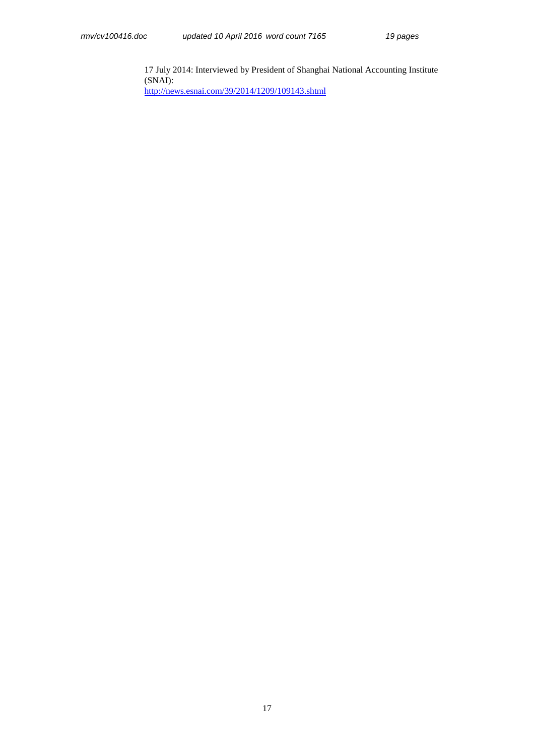17 July 2014: Interviewed by President of Shanghai National Accounting Institute (SNAI):
http://news.esnai.com/39/2014/1209/109143.shtml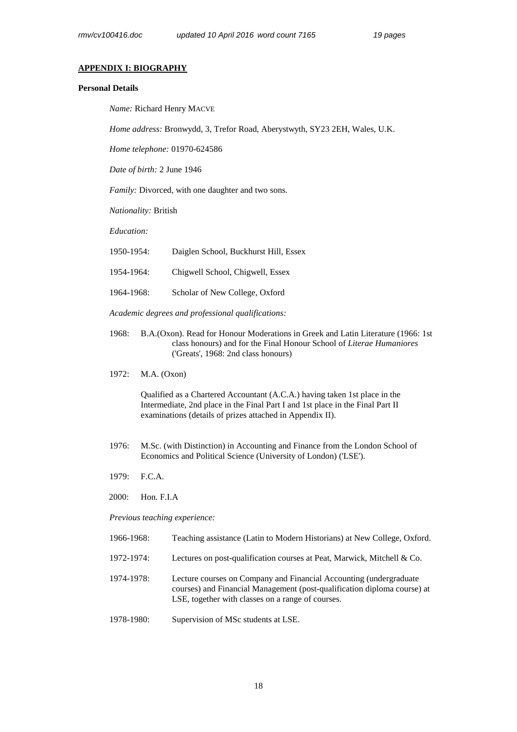## APPENDIX I: BIOGRAPHY

### Personal Details

*Name:* Richard Henry MACVE

*Home address:* Bronwydd, 3, Trefor Road, Aberystwyth, SY23 2EH, Wales, U.K.

*Home telephone:* 01970-624586

*Date of birth:* 2 June 1946

*Family:* Divorced, with one daughter and two sons.

*Nationality:* British

*Education:*

1950-1954: Daiglen School, Buckhurst Hill, Essex

1954-1964: Chigwell School, Chigwell, Essex

1964-1968: Scholar of New College, Oxford

*Academic degrees and professional qualifications:*

1968: B.A.(Oxon). Read for Honour Moderations in Greek and Latin Literature (1966: 1st class honours) and for the Final Honour School of *Literae Humaniores* ('Greats', 1968: 2nd class honours)

1972: M.A. (Oxon)

Qualified as a Chartered Accountant (A.C.A.) having taken 1st place in the Intermediate, 2nd place in the Final Part I and 1st place in the Final Part II examinations (details of prizes attached in Appendix II).

1976: M.Sc. (with Distinction) in Accounting and Finance from the London School of Economics and Political Science (University of London) ('LSE').

1979: F.C.A.

2000: Hon. F.I.A

*Previous teaching experience:*

1966-1968: Teaching assistance (Latin to Modern Historians) at New College, Oxford.

1972-1974: Lectures on post-qualification courses at Peat, Marwick, Mitchell & Co.

1974-1978: Lecture courses on Company and Financial Accounting (undergraduate courses) and Financial Management (post-qualification diploma course) at LSE, together with classes on a range of courses.

1978-1980: Supervision of MSc students at LSE.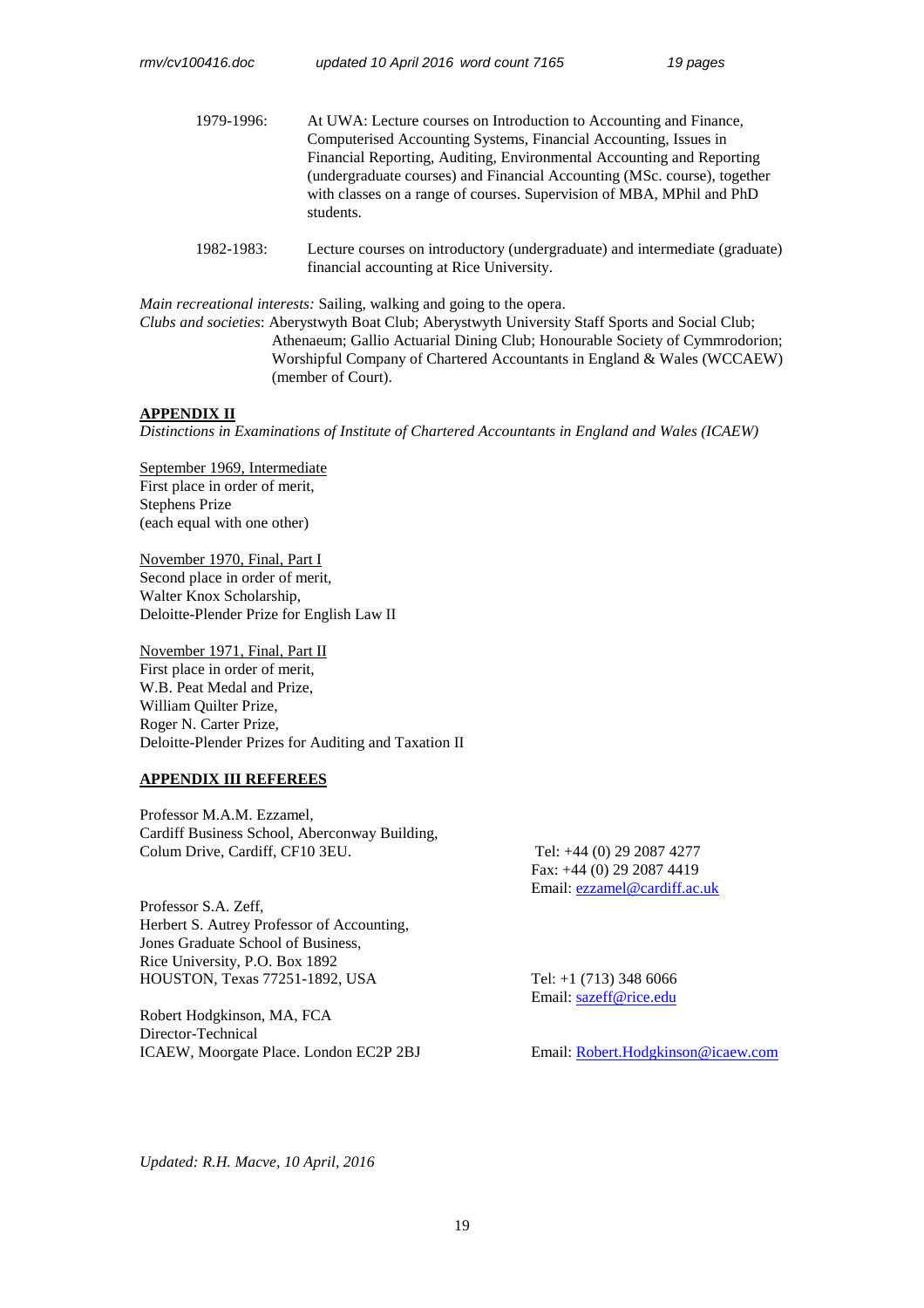1979-1996: At UWA: Lecture courses on Introduction to Accounting and Finance, Computerised Accounting Systems, Financial Accounting, Issues in Financial Reporting, Auditing, Environmental Accounting and Reporting (undergraduate courses) and Financial Accounting (MSc. course), together with classes on a range of courses. Supervision of MBA, MPhil and PhD students.

1982-1983: Lecture courses on introductory (undergraduate) and intermediate (graduate) financial accounting at Rice University.

*Main recreational interests:* Sailing, walking and going to the opera.
*Clubs and societies*: Aberystwyth Boat Club; Aberystwyth University Staff Sports and Social Club; Athenaeum; Gallio Actuarial Dining Club; Honourable Society of Cymmrodorion; Worshipful Company of Chartered Accountants in England & Wales (WCCAEW) (member of Court).

## APPENDIX II

*Distinctions in Examinations of Institute of Chartered Accountants in England and Wales (ICAEW)*

September 1969, Intermediate
First place in order of merit,
Stephens Prize
(each equal with one other)

November 1970, Final, Part I
Second place in order of merit,
Walter Knox Scholarship,
Deloitte-Plender Prize for English Law II

November 1971, Final, Part II
First place in order of merit,
W.B. Peat Medal and Prize,
William Quilter Prize,
Roger N. Carter Prize,
Deloitte-Plender Prizes for Auditing and Taxation II

## APPENDIX III REFEREES

Professor M.A.M. Ezzamel,
Cardiff Business School, Aberconway Building,
Colum Drive, Cardiff, CF10 3EU.
Tel: +44 (0) 29 2087 4277
Fax: +44 (0) 29 2087 4419
Email: ezzamel@cardiff.ac.uk

Professor S.A. Zeff,
Herbert S. Autrey Professor of Accounting,
Jones Graduate School of Business,
Rice University, P.O. Box 1892
HOUSTON, Texas 77251-1892, USA
Tel: +1 (713) 348 6066
Email: sazeff@rice.edu

Robert Hodgkinson, MA, FCA
Director-Technical
ICAEW, Moorgate Place. London EC2P 2BJ
Email: Robert.Hodgkinson@icaew.com

*Updated: R.H. Macve, 10 April, 2016*